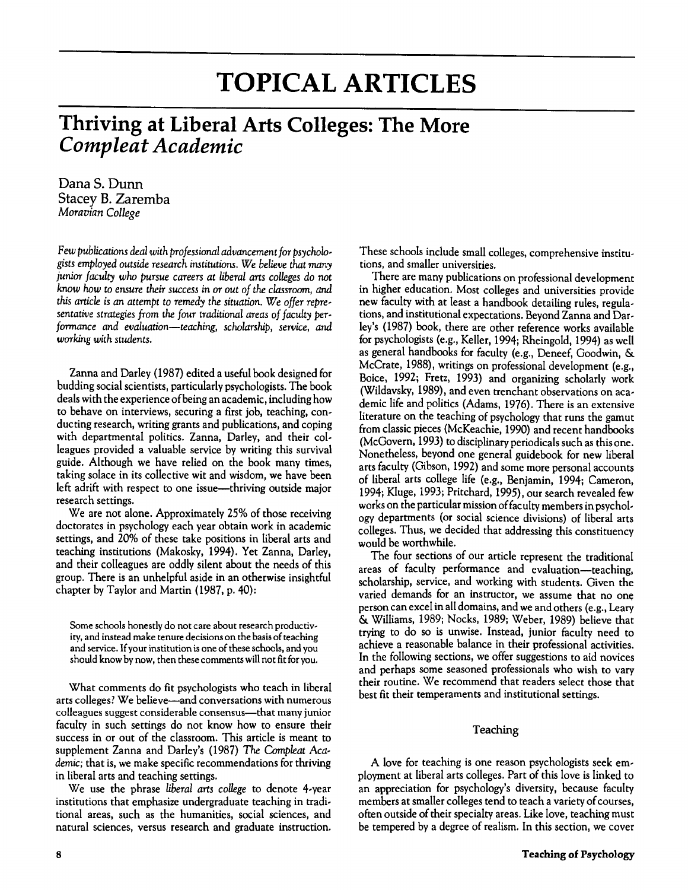# TOPICAL ARTICLES

## Thriving at Liberal Arts Colleges: The More *Compleat Academic*

Dana S. Dunn
Stacey B. Zaremba
*Moravian College*

*Few publications deal with professional advancement for psychologists employed outside research institutions. We believe that many junior faculty who pursue careers at liberal arts colleges do not know how to ensure their success in or out of the classroom, and this article is an attempt to remedy the situation. We offer representative strategies from the four traditional areas of faculty performance and evaluation—teaching, scholarship, service, and working with students.*

Zanna and Darley (1987) edited a useful book designed for budding social scientists, particularly psychologists. The book deals with the experience of being an academic, including how to behave on interviews, securing a first job, teaching, conducting research, writing grants and publications, and coping with departmental politics. Zanna, Darley, and their colleagues provided a valuable service by writing this survival guide. Although we have relied on the book many times, taking solace in its collective wit and wisdom, we have been left adrift with respect to one issue—thriving outside major research settings.

We are not alone. Approximately 25% of those receiving doctorates in psychology each year obtain work in academic settings, and 20% of these take positions in liberal arts and teaching institutions (Makosky, 1994). Yet Zanna, Darley, and their colleagues are oddly silent about the needs of this group. There is an unhelpful aside in an otherwise insightful chapter by Taylor and Martin (1987, p. 40):

> Some schools honestly do not care about research productivity, and instead make tenure decisions on the basis of teaching and service. If your institution is one of these schools, and you should know by now, then these comments will not fit for you.

What comments do fit psychologists who teach in liberal arts colleges? We believe—and conversations with numerous colleagues suggest considerable consensus—that many junior faculty in such settings do not know how to ensure their success in or out of the classroom. This article is meant to supplement Zanna and Darley's (1987) *The Compleat Academic*; that is, we make specific recommendations for thriving in liberal arts and teaching settings.

We use the phrase *liberal arts college* to denote 4-year institutions that emphasize undergraduate teaching in traditional areas, such as the humanities, social sciences, and natural sciences, versus research and graduate instruction. These schools include small colleges, comprehensive institutions, and smaller universities.

There are many publications on professional development in higher education. Most colleges and universities provide new faculty with at least a handbook detailing rules, regulations, and institutional expectations. Beyond Zanna and Darley's (1987) book, there are other reference works available for psychologists (e.g., Keller, 1994; Rheingold, 1994) as well as general handbooks for faculty (e.g., Deneef, Goodwin, & McCrate, 1988), writings on professional development (e.g., Boice, 1992; Fretz, 1993) and organizing scholarly work (Wildavsky, 1989), and even trenchant observations on academic life and politics (Adams, 1976). There is an extensive literature on the teaching of psychology that runs the gamut from classic pieces (McKeachie, 1990) and recent handbooks (McGovern, 1993) to disciplinary periodicals such as this one. Nonetheless, beyond one general guidebook for new liberal arts faculty (Gibson, 1992) and some more personal accounts of liberal arts college life (e.g., Benjamin, 1994; Cameron, 1994; Kluge, 1993; Pritchard, 1995), our search revealed few works on the particular mission of faculty members in psychology departments (or social science divisions) of liberal arts colleges. Thus, we decided that addressing this constituency would be worthwhile.

The four sections of our article represent the traditional areas of faculty performance and evaluation—teaching, scholarship, service, and working with students. Given the varied demands for an instructor, we assume that no one person can excel in all domains, and we and others (e.g., Leary & Williams, 1989; Nocks, 1989; Weber, 1989) believe that trying to do so is unwise. Instead, junior faculty need to achieve a reasonable balance in their professional activities. In the following sections, we offer suggestions to aid novices and perhaps some seasoned professionals who wish to vary their routine. We recommend that readers select those that best fit their temperaments and institutional settings.

### Teaching

A love for teaching is one reason psychologists seek employment at liberal arts colleges. Part of this love is linked to an appreciation for psychology's diversity, because faculty members at smaller colleges tend to teach a variety of courses, often outside of their specialty areas. Like love, teaching must be tempered by a degree of realism. In this section, we cover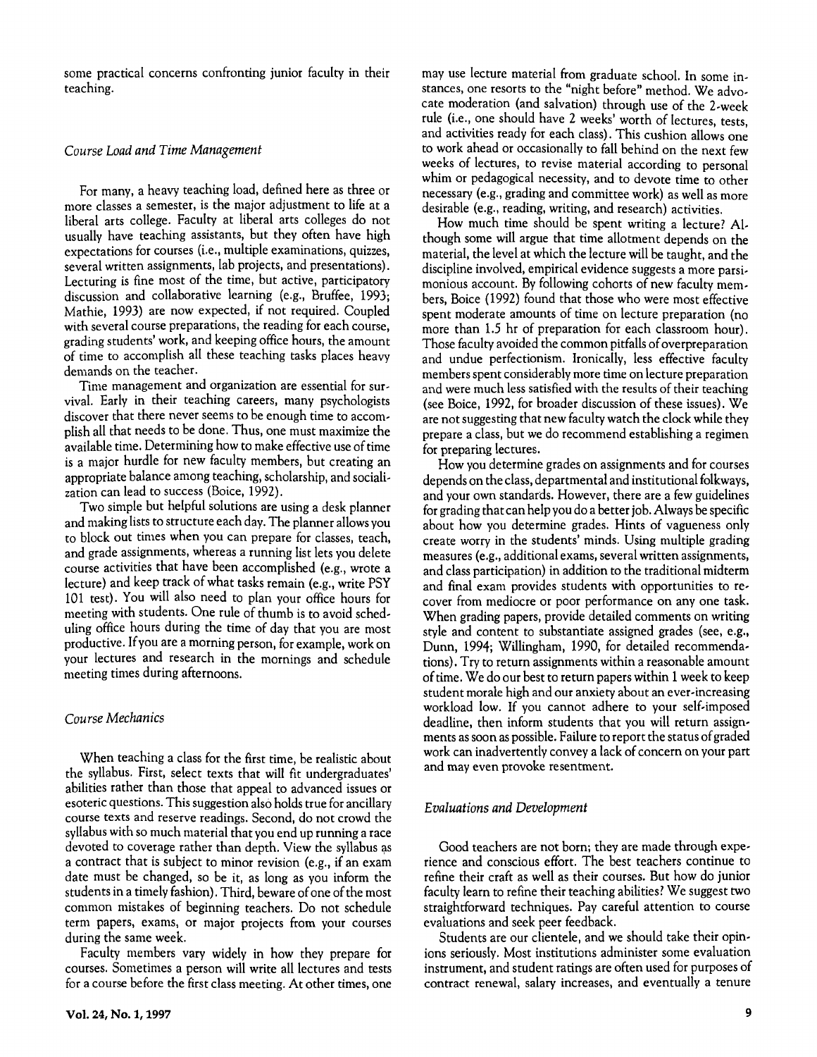some practical concerns confronting junior faculty in their teaching.

### *Course Load and Time Management*

For many, a heavy teaching load, defined here as three or more classes a semester, is the major adjustment to life at a liberal arts college. Faculty at liberal arts colleges do not usually have teaching assistants, but they often have high expectations for courses (i.e., multiple examinations, quizzes, several written assignments, lab projects, and presentations). Lecturing is fine most of the time, but active, participatory discussion and collaborative learning (e.g., Bruffee, 1993; Mathie, 1993) are now expected, if not required. Coupled with several course preparations, the reading for each course, grading students' work, and keeping office hours, the amount of time to accomplish all these teaching tasks places heavy demands on the teacher.

Time management and organization are essential for survival. Early in their teaching careers, many psychologists discover that there never seems to be enough time to accomplish all that needs to be done. Thus, one must maximize the available time. Determining how to make effective use of time is a major hurdle for new faculty members, but creating an appropriate balance among teaching, scholarship, and socialization can lead to success (Boice, 1992).

Two simple but helpful solutions are using a desk planner and making lists to structure each day. The planner allows you to block out times when you can prepare for classes, teach, and grade assignments, whereas a running list lets you delete course activities that have been accomplished (e.g., wrote a lecture) and keep track of what tasks remain (e.g., write PSY 101 test). You will also need to plan your office hours for meeting with students. One rule of thumb is to avoid scheduling office hours during the time of day that you are most productive. If you are a morning person, for example, work on your lectures and research in the mornings and schedule meeting times during afternoons.

### *Course Mechanics*

When teaching a class for the first time, be realistic about the syllabus. First, select texts that will fit undergraduates' abilities rather than those that appeal to advanced issues or esoteric questions. This suggestion also holds true for ancillary course texts and reserve readings. Second, do not crowd the syllabus with so much material that you end up running a race devoted to coverage rather than depth. View the syllabus as a contract that is subject to minor revision (e.g., if an exam date must be changed, so be it, as long as you inform the students in a timely fashion). Third, beware of one of the most common mistakes of beginning teachers. Do not schedule term papers, exams, or major projects from your courses during the same week.

Faculty members vary widely in how they prepare for courses. Sometimes a person will write all lectures and tests for a course before the first class meeting. At other times, one may use lecture material from graduate school. In some instances, one resorts to the "night before" method. We advocate moderation (and salvation) through use of the 2-week rule (i.e., one should have 2 weeks' worth of lectures, tests, and activities ready for each class). This cushion allows one to work ahead or occasionally to fall behind on the next few weeks of lectures, to revise material according to personal whim or pedagogical necessity, and to devote time to other necessary (e.g., grading and committee work) as well as more desirable (e.g., reading, writing, and research) activities.

How much time should be spent writing a lecture? Although some will argue that time allotment depends on the material, the level at which the lecture will be taught, and the discipline involved, empirical evidence suggests a more parsimonious account. By following cohorts of new faculty members, Boice (1992) found that those who were most effective spent moderate amounts of time on lecture preparation (no more than 1.5 hr of preparation for each classroom hour). Those faculty avoided the common pitfalls of overpreparation and undue perfectionism. Ironically, less effective faculty members spent considerably more time on lecture preparation and were much less satisfied with the results of their teaching (see Boice, 1992, for broader discussion of these issues). We are not suggesting that new faculty watch the clock while they prepare a class, but we do recommend establishing a regimen for preparing lectures.

How you determine grades on assignments and for courses depends on the class, departmental and institutional folkways, and your own standards. However, there are a few guidelines for grading that can help you do a better job. Always be specific about how you determine grades. Hints of vagueness only create worry in the students' minds. Using multiple grading measures (e.g., additional exams, several written assignments, and class participation) in addition to the traditional midterm and final exam provides students with opportunities to recover from mediocre or poor performance on any one task. When grading papers, provide detailed comments on writing style and content to substantiate assigned grades (see, e.g., Dunn, 1994; Willingham, 1990, for detailed recommendations). Try to return assignments within a reasonable amount of time. We do our best to return papers within 1 week to keep student morale high and our anxiety about an ever-increasing workload low. If you cannot adhere to your self-imposed deadline, then inform students that you will return assignments as soon as possible. Failure to report the status of graded work can inadvertently convey a lack of concern on your part and may even provoke resentment.

### *Evaluations and Development*

Good teachers are not born; they are made through experience and conscious effort. The best teachers continue to refine their craft as well as their courses. But how do junior faculty learn to refine their teaching abilities? We suggest two straightforward techniques. Pay careful attention to course evaluations and seek peer feedback.

Students are our clientele, and we should take their opinions seriously. Most institutions administer some evaluation instrument, and student ratings are often used for purposes of contract renewal, salary increases, and eventually a tenure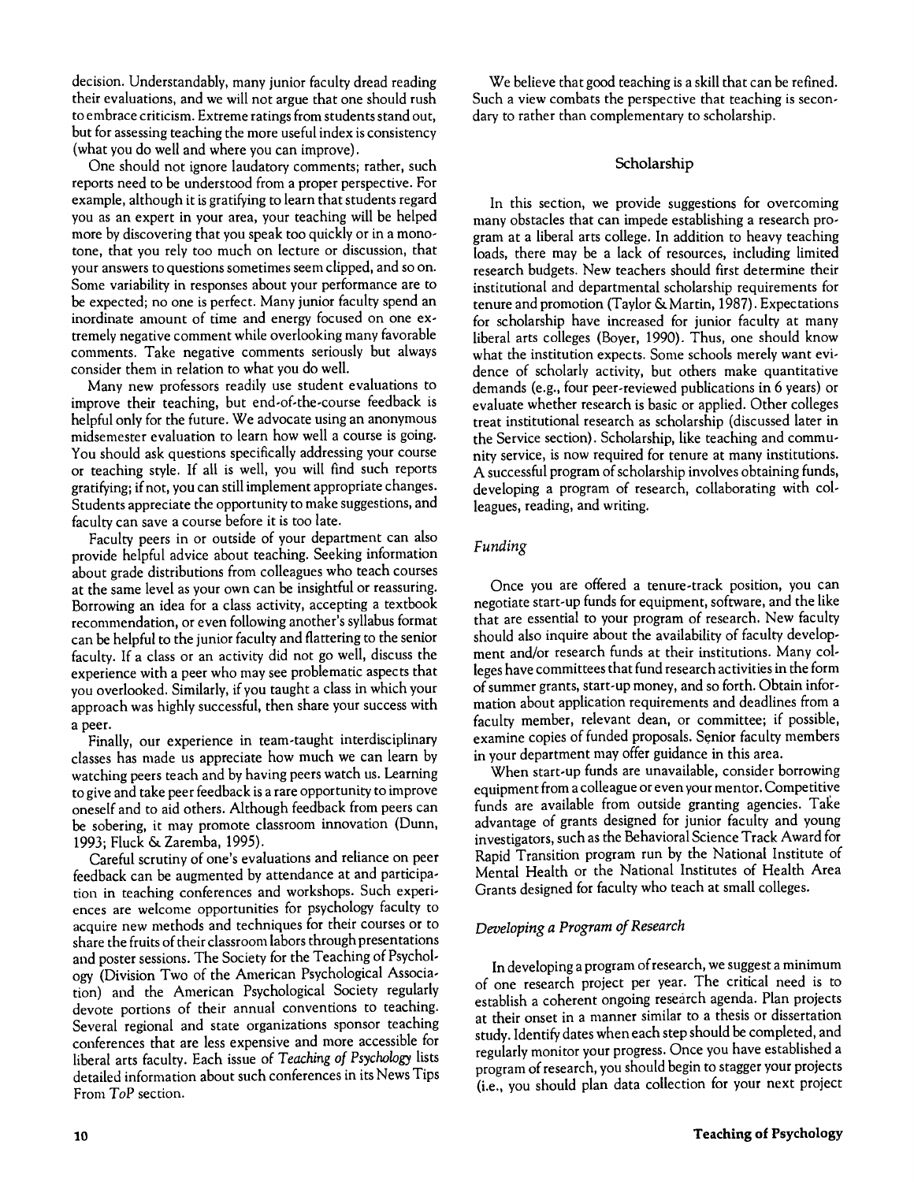decision. Understandably, many junior faculty dread reading their evaluations, and we will not argue that one should rush to embrace criticism. Extreme ratings from students stand out, but for assessing teaching the more useful index is consistency (what you do well and where you can improve).

One should not ignore laudatory comments; rather, such reports need to be understood from a proper perspective. For example, although it is gratifying to learn that students regard you as an expert in your area, your teaching will be helped more by discovering that you speak too quickly or in a monotone, that you rely too much on lecture or discussion, that your answers to questions sometimes seem clipped, and so on. Some variability in responses about your performance are to be expected; no one is perfect. Many junior faculty spend an inordinate amount of time and energy focused on one extremely negative comment while overlooking many favorable comments. Take negative comments seriously but always consider them in relation to what you do well.

Many new professors readily use student evaluations to improve their teaching, but end-of-the-course feedback is helpful only for the future. We advocate using an anonymous midsemester evaluation to learn how well a course is going. You should ask questions specifically addressing your course or teaching style. If all is well, you will find such reports gratifying; if not, you can still implement appropriate changes. Students appreciate the opportunity to make suggestions, and faculty can save a course before it is too late.

Faculty peers in or outside of your department can also provide helpful advice about teaching. Seeking information about grade distributions from colleagues who teach courses at the same level as your own can be insightful or reassuring. Borrowing an idea for a class activity, accepting a textbook recommendation, or even following another's syllabus format can be helpful to the junior faculty and flattering to the senior faculty. If a class or an activity did not go well, discuss the experience with a peer who may see problematic aspects that you overlooked. Similarly, if you taught a class in which your approach was highly successful, then share your success with a peer.

Finally, our experience in team-taught interdisciplinary classes has made us appreciate how much we can learn by watching peers teach and by having peers watch us. Learning to give and take peer feedback is a rare opportunity to improve oneself and to aid others. Although feedback from peers can be sobering, it may promote classroom innovation (Dunn, 1993; Fluck & Zaremba, 1995).

Careful scrutiny of one's evaluations and reliance on peer feedback can be augmented by attendance at and participation in teaching conferences and workshops. Such experiences are welcome opportunities for psychology faculty to acquire new methods and techniques for their courses or to share the fruits of their classroom labors through presentations and poster sessions. The Society for the Teaching of Psychology (Division Two of the American Psychological Association) and the American Psychological Society regularly devote portions of their annual conventions to teaching. Several regional and state organizations sponsor teaching conferences that are less expensive and more accessible for liberal arts faculty. Each issue of *Teaching of Psychology* lists detailed information about such conferences in its News Tips From *ToP* section.

We believe that good teaching is a skill that can be refined. Such a view combats the perspective that teaching is secondary to rather than complementary to scholarship.

## Scholarship

In this section, we provide suggestions for overcoming many obstacles that can impede establishing a research program at a liberal arts college. In addition to heavy teaching loads, there may be a lack of resources, including limited research budgets. New teachers should first determine their institutional and departmental scholarship requirements for tenure and promotion (Taylor & Martin, 1987). Expectations for scholarship have increased for junior faculty at many liberal arts colleges (Boyer, 1990). Thus, one should know what the institution expects. Some schools merely want evidence of scholarly activity, but others make quantitative demands (e.g., four peer-reviewed publications in 6 years) or evaluate whether research is basic or applied. Other colleges treat institutional research as scholarship (discussed later in the Service section). Scholarship, like teaching and community service, is now required for tenure at many institutions. A successful program of scholarship involves obtaining funds, developing a program of research, collaborating with colleagues, reading, and writing.

### *Funding*

Once you are offered a tenure-track position, you can negotiate start-up funds for equipment, software, and the like that are essential to your program of research. New faculty should also inquire about the availability of faculty development and/or research funds at their institutions. Many colleges have committees that fund research activities in the form of summer grants, start-up money, and so forth. Obtain information about application requirements and deadlines from a faculty member, relevant dean, or committee; if possible, examine copies of funded proposals. Senior faculty members in your department may offer guidance in this area.

When start-up funds are unavailable, consider borrowing equipment from a colleague or even your mentor. Competitive funds are available from outside granting agencies. Take advantage of grants designed for junior faculty and young investigators, such as the Behavioral Science Track Award for Rapid Transition program run by the National Institute of Mental Health or the National Institutes of Health Area Grants designed for faculty who teach at small colleges.

### *Developing a Program of Research*

In developing a program of research, we suggest a minimum of one research project per year. The critical need is to establish a coherent ongoing research agenda. Plan projects at their onset in a manner similar to a thesis or dissertation study. Identify dates when each step should be completed, and regularly monitor your progress. Once you have established a program of research, you should begin to stagger your projects (i.e., you should plan data collection for your next project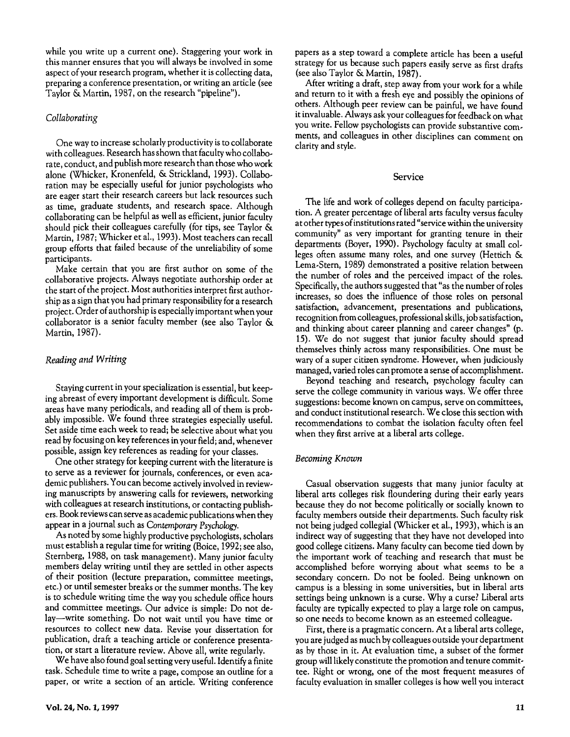while you write up a current one). Staggering your work in this manner ensures that you will always be involved in some aspect of your research program, whether it is collecting data, preparing a conference presentation, or writing an article (see Taylor & Martin, 1987, on the research "pipeline").

### *Collaborating*

One way to increase scholarly productivity is to collaborate with colleagues. Research has shown that faculty who collaborate, conduct, and publish more research than those who work alone (Whicker, Kronenfeld, & Strickland, 1993). Collaboration may be especially useful for junior psychologists who are eager start their research careers but lack resources such as time, graduate students, and research space. Although collaborating can be helpful as well as efficient, junior faculty should pick their colleagues carefully (for tips, see Taylor & Martin, 1987; Whicker et al., 1993). Most teachers can recall group efforts that failed because of the unreliability of some participants.

Make certain that you are first author on some of the collaborative projects. Always negotiate authorship order at the start of the project. Most authorities interpret first authorship as a sign that you had primary responsibility for a research project. Order of authorship is especially important when your collaborator is a senior faculty member (see also Taylor & Martin, 1987).

### *Reading and Writing*

Staying current in your specialization is essential, but keeping abreast of every important development is difficult. Some areas have many periodicals, and reading all of them is probably impossible. We found three strategies especially useful. Set aside time each week to read; be selective about what you read by focusing on key references in your field; and, whenever possible, assign key references as reading for your classes.

One other strategy for keeping current with the literature is to serve as a reviewer for journals, conferences, or even academic publishers. You can become actively involved in reviewing manuscripts by answering calls for reviewers, networking with colleagues at research institutions, or contacting publishers. Book reviews can serve as academic publications when they appear in a journal such as *Contemporary Psychology.*

As noted by some highly productive psychologists, scholars must establish a regular time for writing (Boice, 1992; see also, Sternberg, 1988, on task management). Many junior faculty members delay writing until they are settled in other aspects of their position (lecture preparation, committee meetings, etc.) or until semester breaks or the summer months. The key is to schedule writing time the way you schedule office hours and committee meetings. Our advice is simple: Do not delay—write something. Do not wait until you have time or resources to collect new data. Revise your dissertation for publication, draft a teaching article or conference presentation, or start a literature review. Above all, write regularly.

We have also found goal setting very useful. Identify a finite task. Schedule time to write a page, compose an outline for a paper, or write a section of an article. Writing conference papers as a step toward a complete article has been a useful strategy for us because such papers easily serve as first drafts (see also Taylor & Martin, 1987).

After writing a draft, step away from your work for a while and return to it with a fresh eye and possibly the opinions of others. Although peer review can be painful, we have found it invaluable. Always ask your colleagues for feedback on what you write. Fellow psychologists can provide substantive comments, and colleagues in other disciplines can comment on clarity and style.

## Service

The life and work of colleges depend on faculty participation. A greater percentage of liberal arts faculty versus faculty at other types of institutions rated "service within the university community" as very important for granting tenure in their departments (Boyer, 1990). Psychology faculty at small colleges often assume many roles, and one survey (Hettich & Lema-Stern, 1989) demonstrated a positive relation between the number of roles and the perceived impact of the roles. Specifically, the authors suggested that "as the number of roles increases, so does the influence of those roles on personal satisfaction, advancement, presentations and publications, recognition from colleagues, professional skills, job satisfaction, and thinking about career planning and career changes" (p. 15). We do not suggest that junior faculty should spread themselves thinly across many responsibilities. One must be wary of a super citizen syndrome. However, when judiciously managed, varied roles can promote a sense of accomplishment.

Beyond teaching and research, psychology faculty can serve the college community in various ways. We offer three suggestions: become known on campus, serve on committees, and conduct institutional research. We close this section with recommendations to combat the isolation faculty often feel when they first arrive at a liberal arts college.

### *Becoming Known*

Casual observation suggests that many junior faculty at liberal arts colleges risk floundering during their early years because they do not become politically or socially known to faculty members outside their departments. Such faculty risk not being judged collegial (Whicker et al., 1993), which is an indirect way of suggesting that they have not developed into good college citizens. Many faculty can become tied down by the important work of teaching and research that must be accomplished before worrying about what seems to be a secondary concern. Do not be fooled. Being unknown on campus is a blessing in some universities, but in liberal arts settings being unknown is a curse. Why a curse? Liberal arts faculty are typically expected to play a large role on campus, so one needs to become known as an esteemed colleague.

First, there is a pragmatic concern. At a liberal arts college, you are judged as much by colleagues outside your department as by those in it. At evaluation time, a subset of the former group will likely constitute the promotion and tenure committee. Right or wrong, one of the most frequent measures of faculty evaluation in smaller colleges is how well you interact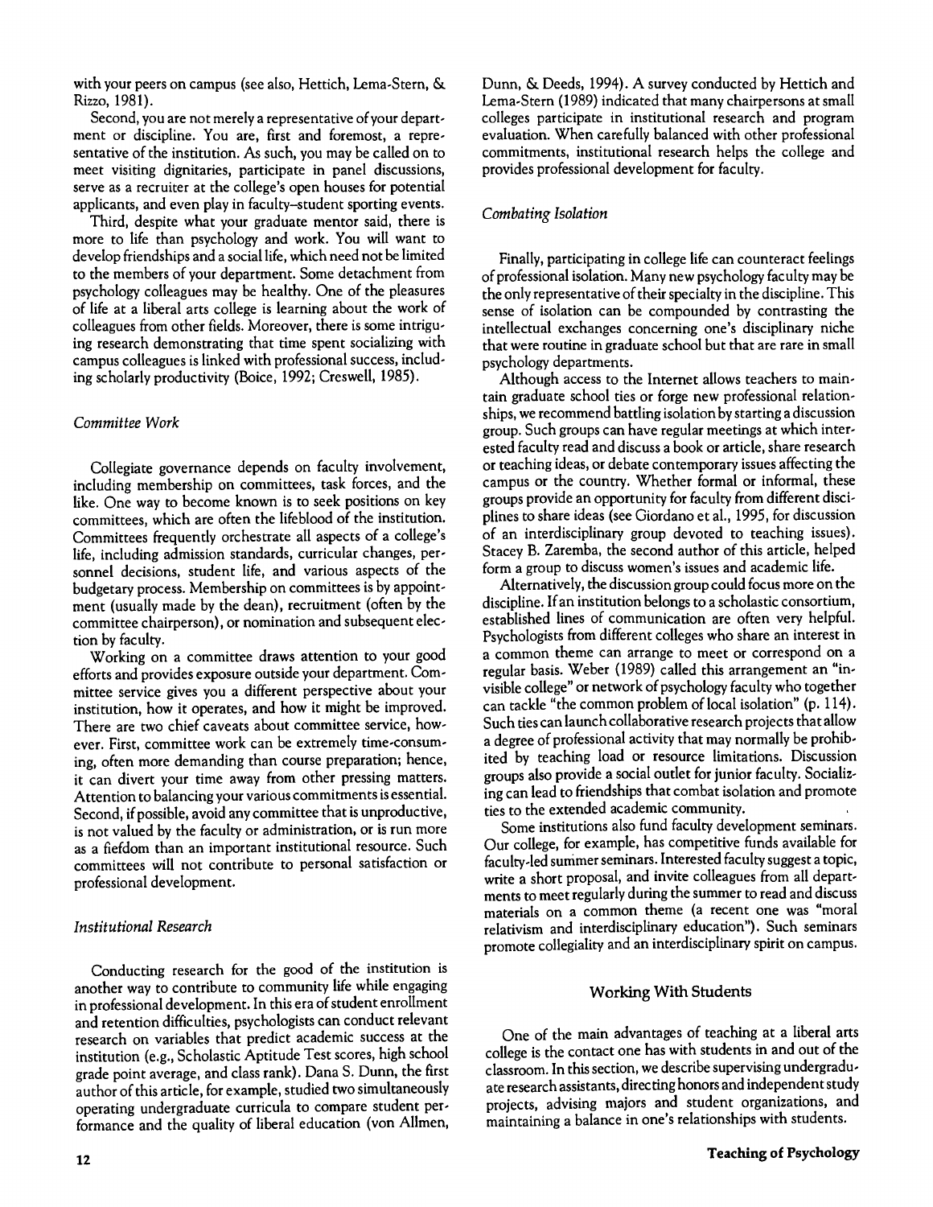with your peers on campus (see also, Hettich, Lema-Stern, & Rizzo, 1981).

Second, you are not merely a representative of your department or discipline. You are, first and foremost, a representative of the institution. As such, you may be called on to meet visiting dignitaries, participate in panel discussions, serve as a recruiter at the college's open houses for potential applicants, and even play in faculty–student sporting events.

Third, despite what your graduate mentor said, there is more to life than psychology and work. You will want to develop friendships and a social life, which need not be limited to the members of your department. Some detachment from psychology colleagues may be healthy. One of the pleasures of life at a liberal arts college is learning about the work of colleagues from other fields. Moreover, there is some intriguing research demonstrating that time spent socializing with campus colleagues is linked with professional success, including scholarly productivity (Boice, 1992; Creswell, 1985).

### *Committee Work*

Collegiate governance depends on faculty involvement, including membership on committees, task forces, and the like. One way to become known is to seek positions on key committees, which are often the lifeblood of the institution. Committees frequently orchestrate all aspects of a college's life, including admission standards, curricular changes, personnel decisions, student life, and various aspects of the budgetary process. Membership on committees is by appointment (usually made by the dean), recruitment (often by the committee chairperson), or nomination and subsequent election by faculty.

Working on a committee draws attention to your good efforts and provides exposure outside your department. Committee service gives you a different perspective about your institution, how it operates, and how it might be improved. There are two chief caveats about committee service, however. First, committee work can be extremely time-consuming, often more demanding than course preparation; hence, it can divert your time away from other pressing matters. Attention to balancing your various commitments is essential. Second, if possible, avoid any committee that is unproductive, is not valued by the faculty or administration, or is run more as a fiefdom than an important institutional resource. Such committees will not contribute to personal satisfaction or professional development.

### *Institutional Research*

Conducting research for the good of the institution is another way to contribute to community life while engaging in professional development. In this era of student enrollment and retention difficulties, psychologists can conduct relevant research on variables that predict academic success at the institution (e.g., Scholastic Aptitude Test scores, high school grade point average, and class rank). Dana S. Dunn, the first author of this article, for example, studied two simultaneously operating undergraduate curricula to compare student performance and the quality of liberal education (von Allmen, Dunn, & Deeds, 1994). A survey conducted by Hettich and Lema-Stern (1989) indicated that many chairpersons at small colleges participate in institutional research and program evaluation. When carefully balanced with other professional commitments, institutional research helps the college and provides professional development for faculty.

### *Combating Isolation*

Finally, participating in college life can counteract feelings of professional isolation. Many new psychology faculty may be the only representative of their specialty in the discipline. This sense of isolation can be compounded by contrasting the intellectual exchanges concerning one's disciplinary niche that were routine in graduate school but that are rare in small psychology departments.

Although access to the Internet allows teachers to maintain graduate school ties or forge new professional relationships, we recommend battling isolation by starting a discussion group. Such groups can have regular meetings at which interested faculty read and discuss a book or article, share research or teaching ideas, or debate contemporary issues affecting the campus or the country. Whether formal or informal, these groups provide an opportunity for faculty from different disciplines to share ideas (see Giordano et al., 1995, for discussion of an interdisciplinary group devoted to teaching issues). Stacey B. Zaremba, the second author of this article, helped form a group to discuss women's issues and academic life.

Alternatively, the discussion group could focus more on the discipline. If an institution belongs to a scholastic consortium, established lines of communication are often very helpful. Psychologists from different colleges who share an interest in a common theme can arrange to meet or correspond on a regular basis. Weber (1989) called this arrangement an "invisible college" or network of psychology faculty who together can tackle "the common problem of local isolation" (p. 114). Such ties can launch collaborative research projects that allow a degree of professional activity that may normally be prohibited by teaching load or resource limitations. Discussion groups also provide a social outlet for junior faculty. Socializing can lead to friendships that combat isolation and promote ties to the extended academic community.

Some institutions also fund faculty development seminars. Our college, for example, has competitive funds available for faculty-led summer seminars. Interested faculty suggest a topic, write a short proposal, and invite colleagues from all departments to meet regularly during the summer to read and discuss materials on a common theme (a recent one was "moral relativism and interdisciplinary education"). Such seminars promote collegiality and an interdisciplinary spirit on campus.

## Working With Students

One of the main advantages of teaching at a liberal arts college is the contact one has with students in and out of the classroom. In this section, we describe supervising undergraduate research assistants, directing honors and independent study projects, advising majors and student organizations, and maintaining a balance in one's relationships with students.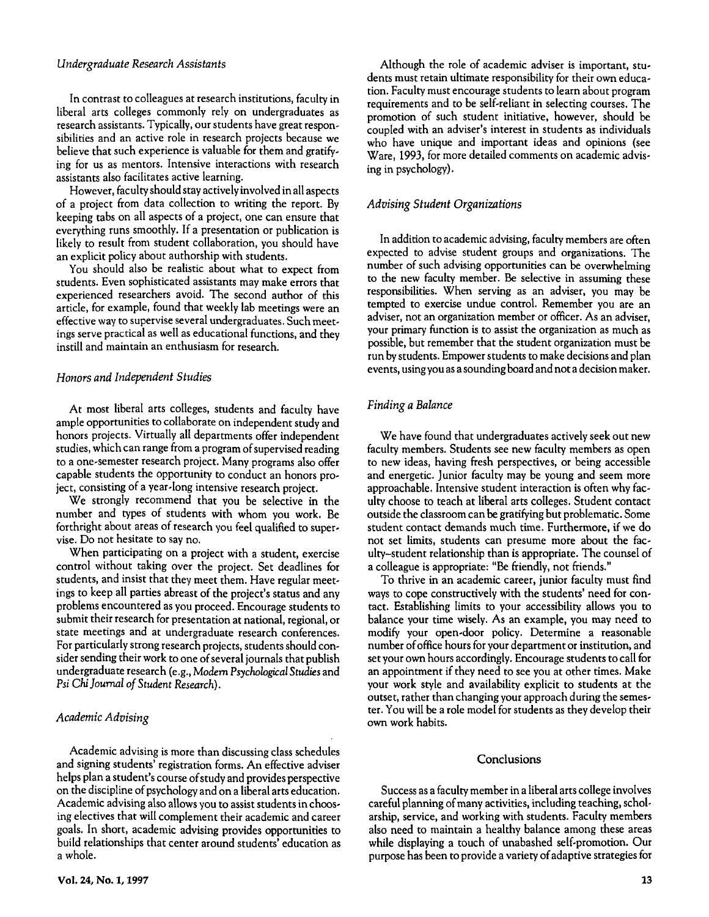### *Undergraduate Research Assistants*

In contrast to colleagues at research institutions, faculty in liberal arts colleges commonly rely on undergraduates as research assistants. Typically, our students have great responsibilities and an active role in research projects because we believe that such experience is valuable for them and gratifying for us as mentors. Intensive interactions with research assistants also facilitates active learning.

However, faculty should stay actively involved in all aspects of a project from data collection to writing the report. By keeping tabs on all aspects of a project, one can ensure that everything runs smoothly. If a presentation or publication is likely to result from student collaboration, you should have an explicit policy about authorship with students.

You should also be realistic about what to expect from students. Even sophisticated assistants may make errors that experienced researchers avoid. The second author of this article, for example, found that weekly lab meetings were an effective way to supervise several undergraduates. Such meetings serve practical as well as educational functions, and they instill and maintain an enthusiasm for research.

### *Honors and Independent Studies*

At most liberal arts colleges, students and faculty have ample opportunities to collaborate on independent study and honors projects. Virtually all departments offer independent studies, which can range from a program of supervised reading to a one-semester research project. Many programs also offer capable students the opportunity to conduct an honors project, consisting of a year-long intensive research project.

We strongly recommend that you be selective in the number and types of students with whom you work. Be forthright about areas of research you feel qualified to supervise. Do not hesitate to say no.

When participating on a project with a student, exercise control without taking over the project. Set deadlines for students, and insist that they meet them. Have regular meetings to keep all parties abreast of the project's status and any problems encountered as you proceed. Encourage students to submit their research for presentation at national, regional, or state meetings and at undergraduate research conferences. For particularly strong research projects, students should consider sending their work to one of several journals that publish undergraduate research (e.g., *Modern Psychological Studies* and *Psi Chi Journal of Student Research*).

### *Academic Advising*

Academic advising is more than discussing class schedules and signing students' registration forms. An effective adviser helps plan a student's course of study and provides perspective on the discipline of psychology and on a liberal arts education. Academic advising also allows you to assist students in choosing electives that will complement their academic and career goals. In short, academic advising provides opportunities to build relationships that center around students' education as a whole.

Although the role of academic adviser is important, students must retain ultimate responsibility for their own education. Faculty must encourage students to learn about program requirements and to be self-reliant in selecting courses. The promotion of such student initiative, however, should be coupled with an adviser's interest in students as individuals who have unique and important ideas and opinions (see Ware, 1993, for more detailed comments on academic advising in psychology).

### *Advising Student Organizations*

In addition to academic advising, faculty members are often expected to advise student groups and organizations. The number of such advising opportunities can be overwhelming to the new faculty member. Be selective in assuming these responsibilities. When serving as an adviser, you may be tempted to exercise undue control. Remember you are an adviser, not an organization member or officer. As an adviser, your primary function is to assist the organization as much as possible, but remember that the student organization must be run by students. Empower students to make decisions and plan events, using you as a sounding board and not a decision maker.

### *Finding a Balance*

We have found that undergraduates actively seek out new faculty members. Students see new faculty members as open to new ideas, having fresh perspectives, or being accessible and energetic. Junior faculty may be young and seem more approachable. Intensive student interaction is often why faculty choose to teach at liberal arts colleges. Student contact outside the classroom can be gratifying but problematic. Some student contact demands much time. Furthermore, if we do not set limits, students can presume more about the faculty–student relationship than is appropriate. The counsel of a colleague is appropriate: "Be friendly, not friends."

To thrive in an academic career, junior faculty must find ways to cope constructively with the students' need for contact. Establishing limits to your accessibility allows you to balance your time wisely. As an example, you may need to modify your open-door policy. Determine a reasonable number of office hours for your department or institution, and set your own hours accordingly. Encourage students to call for an appointment if they need to see you at other times. Make your work style and availability explicit to students at the outset, rather than changing your approach during the semester. You will be a role model for students as they develop their own work habits.

## Conclusions

Success as a faculty member in a liberal arts college involves careful planning of many activities, including teaching, scholarship, service, and working with students. Faculty members also need to maintain a healthy balance among these areas while displaying a touch of unabashed self-promotion. Our purpose has been to provide a variety of adaptive strategies for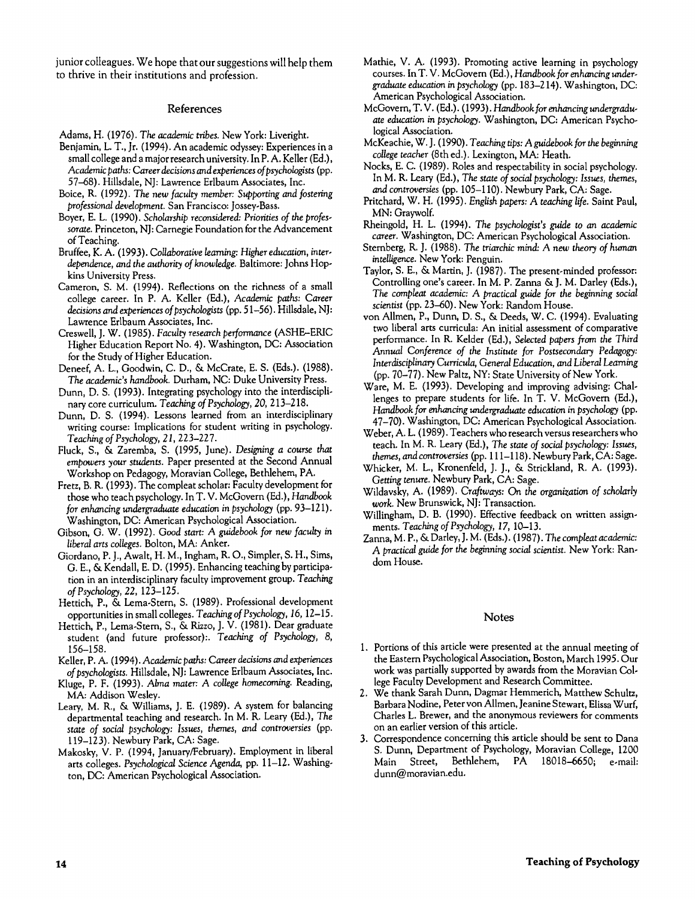junior colleagues. We hope that our suggestions will help them to thrive in their institutions and profession.

## References

Adams, H. (1976). *The academic tribes.* New York: Liveright.

Benjamin, L. T., Jr. (1994). An academic odyssey: Experiences in a small college and a major research university. In P. A. Keller (Ed.), *Academic paths: Career decisions and experiences of psychologists* (pp. 57–68). Hillsdale, NJ: Lawrence Erlbaum Associates, Inc.

Boice, R. (1992). *The new faculty member: Supporting and fostering professional development.* San Francisco: Jossey-Bass.

Boyer, E. L. (1990). *Scholarship reconsidered: Priorities of the professorate.* Princeton, NJ: Carnegie Foundation for the Advancement of Teaching.

Bruffee, K. A. (1993). *Collaborative learning: Higher education, interdependence, and the authority of knowledge.* Baltimore: Johns Hopkins University Press.

Cameron, S. M. (1994). Reflections on the richness of a small college career. In P. A. Keller (Ed.), *Academic paths: Career decisions and experiences of psychologists* (pp. 51–56). Hillsdale, NJ: Lawrence Erlbaum Associates, Inc.

Creswell, J. W. (1985). *Faculty research performance* (ASHE–ERIC Higher Education Report No. 4). Washington, DC: Association for the Study of Higher Education.

Deneef, A. L., Goodwin, C. D., & McCrate, E. S. (Eds.). (1988). *The academic's handbook.* Durham, NC: Duke University Press.

Dunn, D. S. (1993). Integrating psychology into the interdisciplinary core curriculum. *Teaching of Psychology, 20,* 213–218.

Dunn, D. S. (1994). Lessons learned from an interdisciplinary writing course: Implications for student writing in psychology. *Teaching of Psychology, 21,* 223–227.

Fluck, S., & Zaremba, S. (1995, June). *Designing a course that empowers your students.* Paper presented at the Second Annual Workshop on Pedagogy, Moravian College, Bethlehem, PA.

Fretz, B. R. (1993). The compleat scholar: Faculty development for those who teach psychology. In T. V. McGovern (Ed.), *Handbook for enhancing undergraduate education in psychology* (pp. 93–121). Washington, DC: American Psychological Association.

Gibson, G. W. (1992). *Good start: A guidebook for new faculty in liberal arts colleges.* Bolton, MA: Anker.

Giordano, P. J., Awalt, H. M., Ingham, R. O., Simpler, S. H., Sims, G. E., & Kendall, E. D. (1995). Enhancing teaching by participation in an interdisciplinary faculty improvement group. *Teaching of Psychology, 22,* 123–125.

Hettich, P., & Lema-Stern, S. (1989). Professional development opportunities in small colleges. *Teaching of Psychology, 16,* 12–15.

Hettich, P., Lema-Stern, S., & Rizzo, J. V. (1981). Dear graduate student (and future professor):. *Teaching of Psychology, 8,* 156–158.

Keller, P. A. (1994). *Academic paths: Career decisions and experiences of psychologists.* Hillsdale, NJ: Lawrence Erlbaum Associates, Inc.

Kluge, P. F. (1993). *Alma mater: A college homecoming.* Reading, MA: Addison Wesley.

Leary, M. R., & Williams, J. E. (1989). A system for balancing departmental teaching and research. In M. R. Leary (Ed.), *The state of social psychology: Issues, themes, and controversies* (pp. 119–123). Newbury Park, CA: Sage.

Makosky, V. P. (1994, January/February). Employment in liberal arts colleges. *Psychological Science Agenda,* pp. 11–12. Washington, DC: American Psychological Association.

Mathie, V. A. (1993). Promoting active learning in psychology courses. In T. V. McGovern (Ed.), *Handbook for enhancing undergraduate education in psychology* (pp. 183–214). Washington, DC: American Psychological Association.

McGovern, T. V. (Ed.). (1993). *Handbook for enhancing undergraduate education in psychology.* Washington, DC: American Psychological Association.

McKeachie, W. J. (1990). *Teaching tips: A guidebook for the beginning college teacher* (8th ed.). Lexington, MA: Heath.

Nocks, E. C. (1989). Roles and respectability in social psychology. In M. R. Leary (Ed.), *The state of social psychology: Issues, themes, and controversies* (pp. 105–110). Newbury Park, CA: Sage.

Pritchard, W. H. (1995). *English papers: A teaching life.* Saint Paul, MN: Graywolf.

Rheingold, H. L. (1994). *The psychologist's guide to an academic career.* Washington, DC: American Psychological Association.

Sternberg, R. J. (1988). *The triarchic mind: A new theory of human intelligence.* New York: Penguin.

Taylor, S. E., & Martin, J. (1987). The present-minded professor: Controlling one's career. In M. P. Zanna & J. M. Darley (Eds.), *The compleat academic: A practical guide for the beginning social scientist* (pp. 23–60). New York: Random House.

von Allmen, P., Dunn, D. S., & Deeds, W. C. (1994). Evaluating two liberal arts curricula: An initial assessment of comparative performance. In R. Kelder (Ed.), *Selected papers from the Third Annual Conference of the Institute for Postsecondary Pedagogy: Interdisciplinary Curricula, General Education, and Liberal Learning* (pp. 70–77). New Paltz, NY: State University of New York.

Ware, M. E. (1993). Developing and improving advising: Challenges to prepare students for life. In T. V. McGovern (Ed.), *Handbook for enhancing undergraduate education in psychology* (pp. 47–70). Washington, DC: American Psychological Association.

Weber, A. L. (1989). Teachers who research versus researchers who teach. In M. R. Leary (Ed.), *The state of social psychology: Issues, themes, and controversies* (pp. 111–118). Newbury Park, CA: Sage.

Whicker, M. L., Kronenfeld, J. J., & Strickland, R. A. (1993). *Getting tenure.* Newbury Park, CA: Sage.

Wildavsky, A. (1989). *Craftways: On the organization of scholarly work.* New Brunswick, NJ: Transaction.

Willingham, D. B. (1990). Effective feedback on written assignments. *Teaching of Psychology, 17,* 10–13.

Zanna, M. P., & Darley, J. M. (Eds.). (1987). *The compleat academic: A practical guide for the beginning social scientist.* New York: Random House.

## Notes

1. Portions of this article were presented at the annual meeting of the Eastern Psychological Association, Boston, March 1995. Our work was partially supported by awards from the Moravian College Faculty Development and Research Committee.
2. We thank Sarah Dunn, Dagmar Hemmerich, Matthew Schultz, Barbara Nodine, Peter von Allmen, Jeanine Stewart, Elissa Wurf, Charles L. Brewer, and the anonymous reviewers for comments on an earlier version of this article.
3. Correspondence concerning this article should be sent to Dana S. Dunn, Department of Psychology, Moravian College, 1200 Main Street, Bethlehem, PA 18018–6650; e-mail: dunn@moravian.edu.